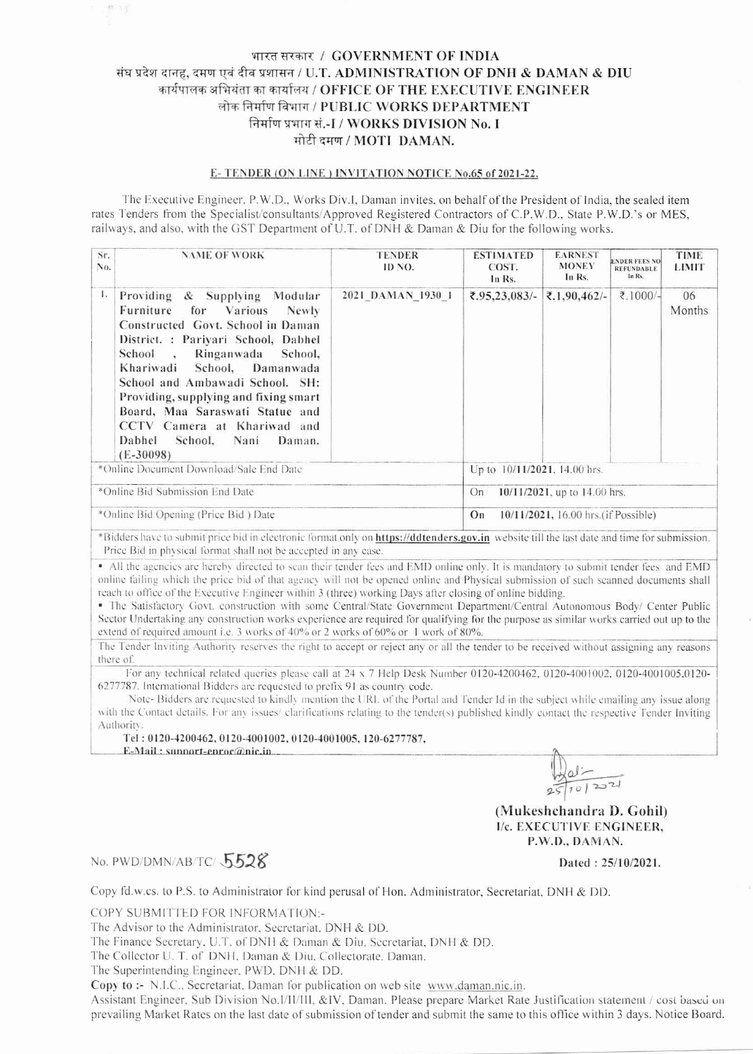# भारत सरकार / GOVERNMENT OF INDIA
## संघ प्रदेश दानह, दमण एवं दीव प्रशासन / U.T. ADMINISTRATION OF DNH & DAMAN & DIU
## कार्यपालक अभियंता का कार्यालय / OFFICE OF THE EXECUTIVE ENGINEER
## लोक निर्माण विभाग / PUBLIC WORKS DEPARTMENT
## निर्माण प्रभाग सं.-I / WORKS DIVISION No. I
## मोटी दमण / MOTI DAMAN.

**E- TENDER (ON LINE) INVITATION NOTICE No.65 of 2021-22.**

The Executive Engineer, P.W.D., Works Div.I, Daman invites, on behalf of the President of India, the sealed item rates Tenders from the Specialist/consultants/Approved Registered Contractors of C.P.W.D., State P.W.D.'s or MES, railways, and also, with the GST Department of U.T. of DNH & Daman & Diu for the following works.

| Sr. No. | NAME OF WORK | TENDER ID NO. | ESTIMATED COST. In Rs. | EARNEST MONEY In Rs. | TENDER FEES NON REFUNDABLE In Rs. | TIME LIMIT |
|---|---|---|---|---|---|---|
| 1. | **Providing & Supplying Modular Furniture for Various Newly Constructed Govt. School in Daman District. : Pariyari School, Dabhel School , Ringanwada School, Khariwadi School, Damanwada School and Ambawadi School. SH: Providing, supplying and fixing smart Board, Maa Saraswati Statue and CCTV Camera at Khariwad and Dabhel School, Nani Daman. (E-30098)** | 2021_DAMAN_1930_1 | ₹.95,23,083/- | ₹.1,90,462/- | ₹.1000/- | 06 Months |
| *Online Document Download/Sale End Date | | | Up to 10/11/2021, 14.00 hrs. | | | |
| *Online Bid Submission End Date | | | On 10/11/2021, up to 14.00 hrs. | | | |
| *Online Bid Opening (Price Bid ) Date | | | On 10/11/2021, 16.00 hrs.(if Possible) | | | |

*Bidders have to submit price bid in electronic format only on **https://ddtenders.gov.in** website till the last date and time for submission. Price Bid in physical format shall not be accepted in any case.

- All the agencies are hereby directed to scan their tender fees and EMD online only. It is mandatory to submit tender fees and EMD online failing which the price bid of that agency will not be opened online and Physical submission of such scanned documents shall reach to office of the Executive Engineer within 3 (three) working Days after closing of online bidding.
- The Satisfactory Govt. construction with some Central/State Government Department/Central Autonomous Body/ Center Public Sector Undertaking any construction works experience are required for qualifying for the purpose as similar works carried out up to the extend of required amount i.e. 3 works of 40% or 2 works of 60% or 1 work of 80%.

The Tender Inviting Authority reserves the right to accept or reject any or all the tender to be received without assigning any reasons there of.

For any technical related queries please call at 24 x 7 Help Desk Number 0120-4200462, 0120-4001002, 0120-4001005,0120-6277787. International Bidders are requested to prefix 91 as country code.

Note- Bidders are requested to kindly mention the URL of the Portal and Tender Id in the subject while emailing any issue along with the Contact details. For any issues/ clarifications relating to the tender(s) published kindly contact the respective Tender Inviting Authority.

**Tel : 0120-4200462, 0120-4001002, 0120-4001005, 120-6277787,**
**E-Mail : support-eproc@nic.in**

25/10/2021

**(Mukeshchandra D. Gohil)**
**I/c. EXECUTIVE ENGINEER,**
**P.W.D., DAMAN.**

No. PWD/DMN/AB/TC/ 5528 **Dated : 25/10/2021.**

Copy fd.w.cs. to P.S. to Administrator for kind perusal of Hon. Administrator, Secretariat, DNH & DD.

COPY SUBMITTED FOR INFORMATION:-

The Advisor to the Administrator, Secretariat, DNH & DD.
The Finance Secretary, U.T. of DNH & Daman & Diu, Secretariat, DNH & DD.
The Collector U. T. of DNH, Daman & Diu, Collectorate, Daman.
The Superintending Engineer, PWD, DNH & DD.

**Copy to :-** N.I.C., Secretariat, Daman for publication on web site www.daman.nic.in.
Assistant Engineer, Sub Division No.I/II/III, &IV, Daman. Please prepare Market Rate Justification statement / cost based on prevailing Market Rates on the last date of submission of tender and submit the same to this office within 3 days. Notice Board.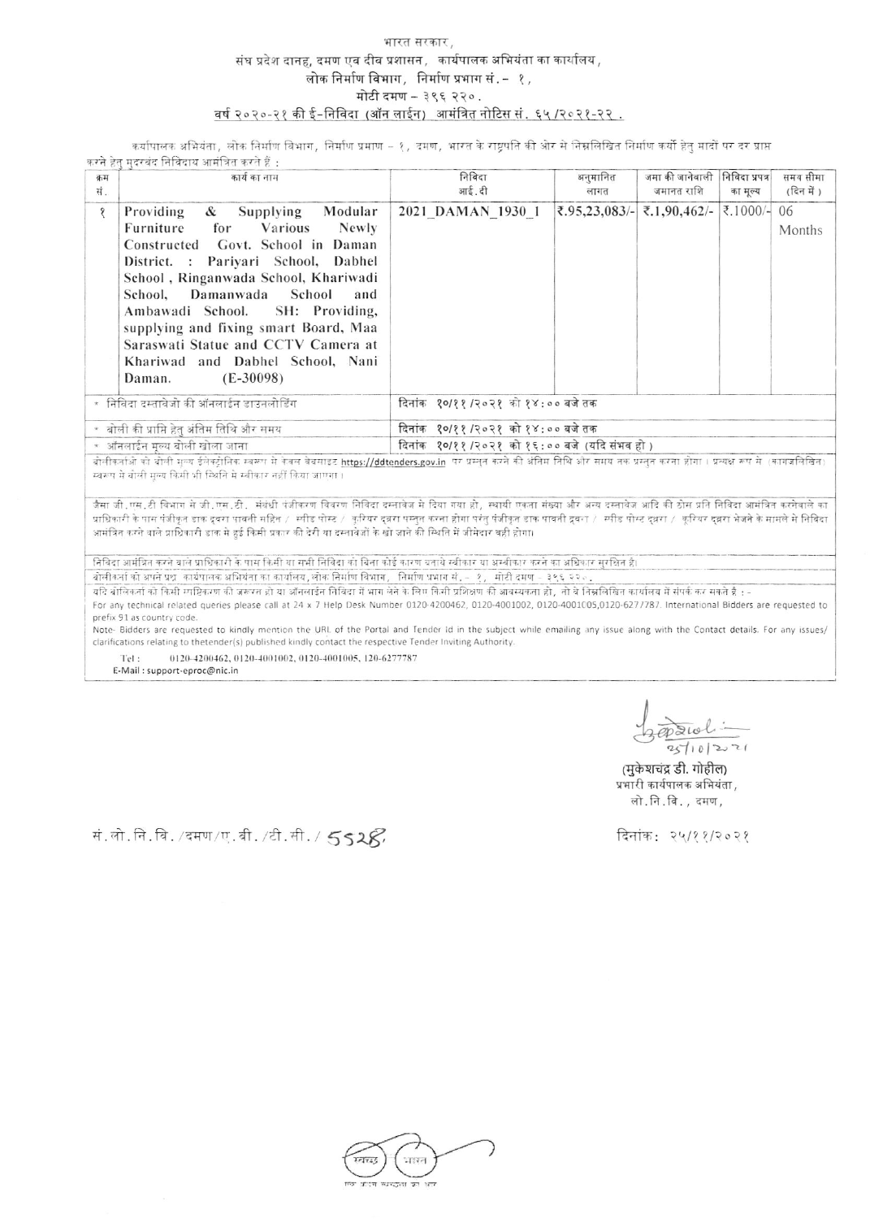भारत सरकार,

संघ प्रदेश दानह, दमण एवं दीव प्रशासन, कार्यपालक अभियंता का कार्यालय,

लोक निर्माण विभाग, निर्माण प्रभाग सं.- १,

मोटी दमण – ३९६ २२०.

वर्ष २०२०-२१ की ई-निविदा (ऑन लाईन) आमंत्रित नोटिस सं. ६५/२०२१-२२.

कार्यपालक अभियंता, लोक निर्माण विभाग, निर्माण प्रभाग – १, दमण, भारत के राष्ट्रपति की ओर से निम्नलिखित निर्माण कार्यों हेतु मदों पर दर प्राप्त करने हेतु मुहरबंद निविदाएं आमंत्रित करते हैं :

| क्रम सं. | कार्य का नाम | निविदा आई.डी | अनुमानित लागत | जमा की जानेवाली जमानत राशि | निविदा प्रपत्र का मूल्य | समय सीमा (दिन में) |
|---|---|---|---|---|---|---|
| १ | **Providing & Supplying Modular Furniture for Various Newly Constructed Govt. School in Daman District. : Pariyari School, Dabhel School , Ringanwada School, Khariwadi School, Damanwada School and Ambawadi School. SH: Providing, supplying and fixing smart Board, Maa Saraswati Statue and CCTV Camera at Khariwad and Dabhel School, Nani Daman. (E-30098)** | **2021_DAMAN_1930_1** | **₹.95,23,083/-** | **₹.1,90,462/-** | ₹.1000/- | 06 Months |

| | |
|---|---|
| * निविदा दस्तावेजों की ऑनलाईन डाउनलोडिंग | **दिनांक १०/११/२०२१ को १४:०० बजे तक** |
| * बोली की प्राप्ति हेतु अंतिम तिथि और समय | **दिनांक १०/११/२०२१ को १४:०० बजे तक** |
| * ऑनलाईन मूल्य बोली खोला जाना | **दिनांक १०/११/२०२१ को १६:०० बजे (यदि संभव हो)** |

बोलीकर्ताओं को बोली मूल्य इलेक्ट्रोनिक स्वरूप में केवल वेबसाइट https://ddtenders.gov.in पर प्रस्तुत करने की अंतिम तिथि और समय तक प्रस्तुत करना होगा। प्रत्यक्ष रूप से (कागजातिक) स्वरूप में बोली मूल्य किसी भी स्थिति में स्वीकार नहीं किया जाएगा।

जैसा जी.एस.टी विभाग में जी.एस.टी. संबंधी पंजीकरण विवरण निविदा दस्तावेज में दिया गया हो, स्थायी एकता संख्या और अन्य दस्तावेज आदि की ठोस प्रति निविदा आमंत्रित करनेवाले का प्राधिकारी के पास पंजीकृत डाक द्वारा पावती सहित / स्पीड पोस्ट / कुरियर द्वारा प्रस्तुत करना होगा परंतु पंजीकृत डाक पावती द्वारा / स्पीड पोस्ट द्वारा / कुरियर द्वारा भेजने के मामले में निविदा आमंत्रित करने वाले प्राधिकारी डाक में हुई किसी प्रकार की देरी या दस्तावेजों के खो जाने की स्थिति में जीमेदार नहीं होगा।

निविदा आमंत्रित करने वाले प्राधिकारी के पास किसी या सभी निविदा को बिना कोई कारण बताये स्वीकार या अस्वीकार करने का अधिकार सुरक्षित है।

बोलीकर्ता को अपने प्रश्न, कार्यपालक अभियंता का कार्यालय, लोक निर्माण विभाग, निर्माण प्रभाग सं. – १, मोटी दमण – ३९६ २२०.

यदि बोलिकर्ता को किसी स्पष्टिकरण की जरूरत हो या ऑनलाईन निविदा में भाग लेने के लिए किसी प्रशिक्षण की आवश्यकता हो, तो वे निम्नलिखित कार्यालय में संपर्क कर सकते है : -

For any technical related queries please call at 24 x 7 Help Desk Number 0120-4200462, 0120-4001002, 0120-4001005,0120-6277787. International Bidders are requested to prefix 91 as country code.

Note- Bidders are requested to kindly mention the URL of the Portal and Tender Id in the subject while emailing any issue along with the Contact details. For any issues/ clarifications relating to thetender(s) published kindly contact the respective Tender Inviting Authority.

Tel : 0120-4200462, 0120-4001002, 0120-4001005, 120-6277787

E-Mail : support-eproc@nic.in

२५/१०/२०२१

(मुकेशचंद्र डी. गोहील)

प्रभारी कार्यपालक अभियंता,

लो.नि.वि., दमण,

सं.लो.नि.वि./दमण/ए.बी./टी.सी./ 5528

दिनांक: २५/११/२०२१

स्वच्छ भारत

एक कदम स्वच्छता की ओर